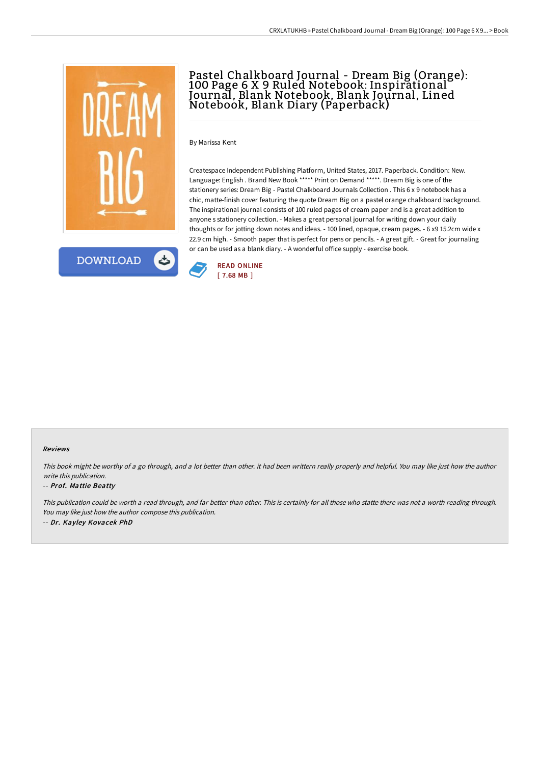# Pastel Chalkboard Journal - Dream Big (Orange): 100 Page 6 X 9 Ruled Notebook: Inspirational Journal, Blank Notebook, Blank Journal, Lined Notebook, Blank Diary (Paperback)

By Marissa Kent

Createspace Independent Publishing Platform, United States, 2017. Paperback. Condition: New. Language: English . Brand New Book ***** Print on Demand *****. Dream Big is one of the stationery series: Dream Big - Pastel Chalkboard Journals Collection . This 6 x 9 notebook has a chic, matte-finish cover featuring the quote Dream Big on a pastel orange chalkboard background. The inspirational journal consists of 100 ruled pages of cream paper and is a great addition to anyone s stationery collection. - Makes a great personal journal for writing down your daily thoughts or for jotting down notes and ideas. - 100 lined, opaque, cream pages. - 6 x9 15.2cm wide x 22.9 cm high. - Smooth paper that is perfect for pens or pencils. - A great gift. - Great for journaling or can be used as a blank diary. - A wonderful office supply - exercise book.

READ ONLINE
[ 7.68 MB ]

### Reviews

*This book might be worthy of a go through, and a lot better than other. it had been writtern really properly and helpful. You may like just how the author write this publication.*

-- ***Prof. Mattie Beatty***

*This publication could be worth a read through, and far better than other. This is certainly for all those who statte there was not a worth reading through. You may like just how the author compose this publication.*

-- ***Dr. Kayley Kovacek PhD***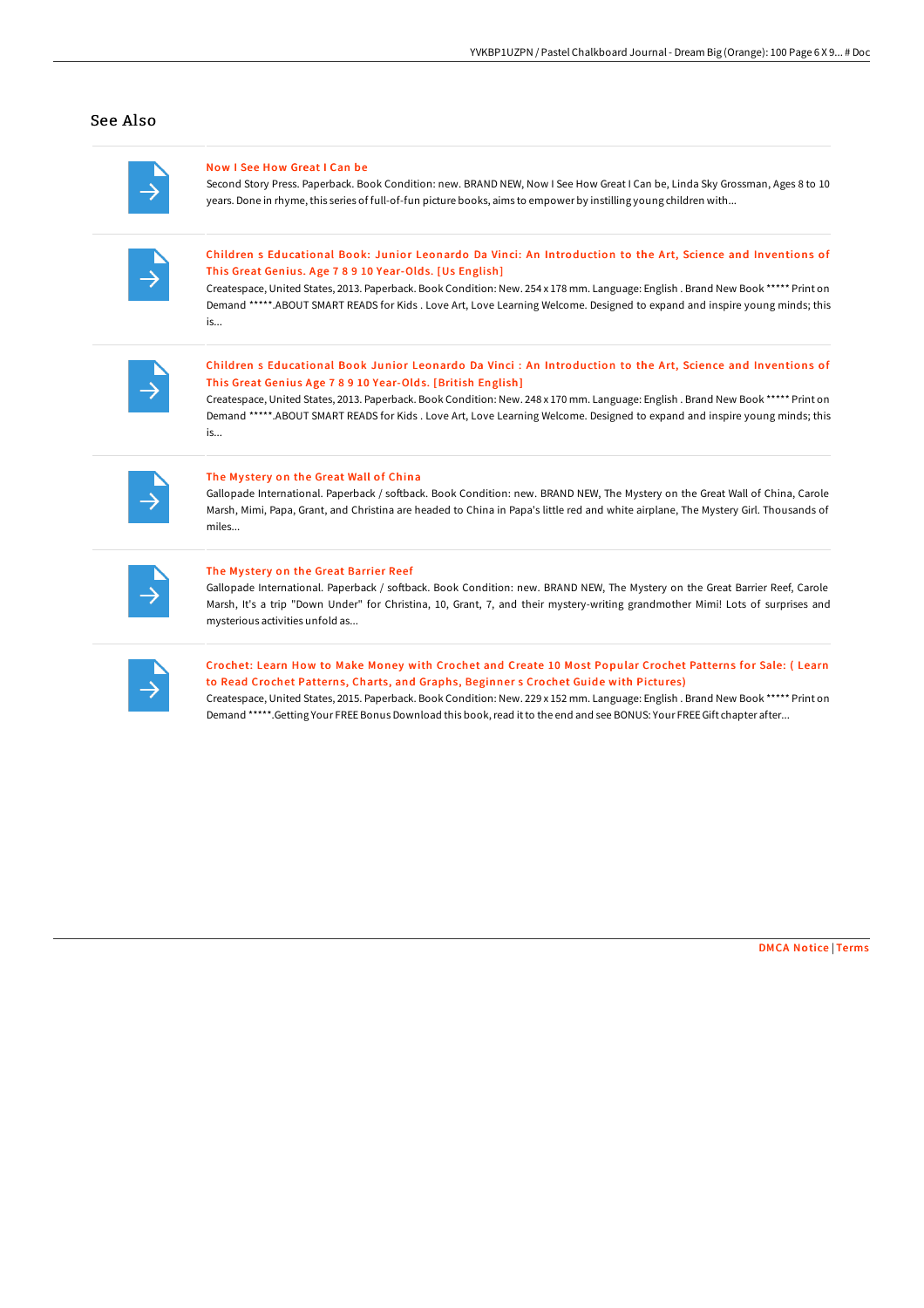## See Also

### Now I See How Great I Can be

Second Story Press. Paperback. Book Condition: new. BRAND NEW, Now I See How Great I Can be, Linda Sky Grossman, Ages 8 to 10 years. Done in rhyme, this series of full-of-fun picture books, aims to empower by instilling young children with...

### Children s Educational Book: Junior Leonardo Da Vinci: An Introduction to the Art, Science and Inventions of This Great Genius. Age 7 8 9 10 Year-Olds. [Us English]

Createspace, United States, 2013. Paperback. Book Condition: New. 254 x 178 mm. Language: English . Brand New Book ***** Print on Demand *****.ABOUT SMART READS for Kids . Love Art, Love Learning Welcome. Designed to expand and inspire young minds; this is...

### Children s Educational Book Junior Leonardo Da Vinci : An Introduction to the Art, Science and Inventions of This Great Genius Age 7 8 9 10 Year-Olds. [British English]

Createspace, United States, 2013. Paperback. Book Condition: New. 248 x 170 mm. Language: English . Brand New Book ***** Print on Demand *****.ABOUT SMART READS for Kids . Love Art, Love Learning Welcome. Designed to expand and inspire young minds; this is...

### The Mystery on the Great Wall of China

Gallopade International. Paperback / softback. Book Condition: new. BRAND NEW, The Mystery on the Great Wall of China, Carole Marsh, Mimi, Papa, Grant, and Christina are headed to China in Papa's little red and white airplane, The Mystery Girl. Thousands of miles...

### The Mystery on the Great Barrier Reef

Gallopade International. Paperback / softback. Book Condition: new. BRAND NEW, The Mystery on the Great Barrier Reef, Carole Marsh, It's a trip "Down Under" for Christina, 10, Grant, 7, and their mystery-writing grandmother Mimi! Lots of surprises and mysterious activities unfold as...

### Crochet: Learn How to Make Money with Crochet and Create 10 Most Popular Crochet Patterns for Sale: ( Learn to Read Crochet Patterns, Charts, and Graphs, Beginner s Crochet Guide with Pictures)

Createspace, United States, 2015. Paperback. Book Condition: New. 229 x 152 mm. Language: English . Brand New Book ***** Print on Demand *****.Getting Your FREE Bonus Download this book, read it to the end and see BONUS: Your FREE Gift chapter after...